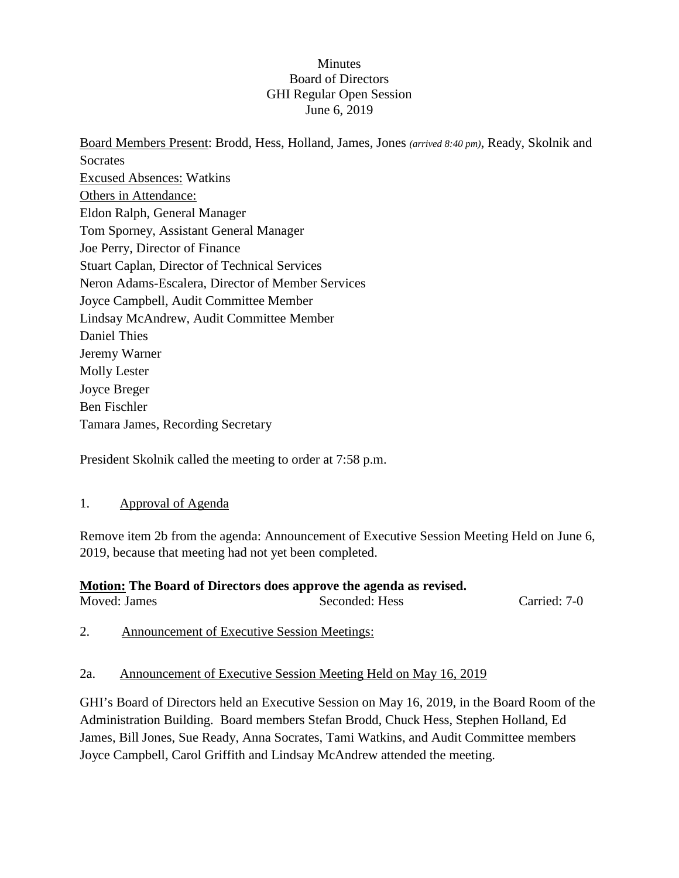Minutes
Board of Directors
GHI Regular Open Session
June 6, 2019

Board Members Present: Brodd, Hess, Holland, James, Jones *(arrived 8:40 pm)*, Ready, Skolnik and Socrates
Excused Absences: Watkins
Others in Attendance:
Eldon Ralph, General Manager
Tom Sporney, Assistant General Manager
Joe Perry, Director of Finance
Stuart Caplan, Director of Technical Services
Neron Adams-Escalera, Director of Member Services
Joyce Campbell, Audit Committee Member
Lindsay McAndrew, Audit Committee Member
Daniel Thies
Jeremy Warner
Molly Lester
Joyce Breger
Ben Fischler
Tamara James, Recording Secretary

President Skolnik called the meeting to order at 7:58 p.m.

1. Approval of Agenda

Remove item 2b from the agenda: Announcement of Executive Session Meeting Held on June 6, 2019, because that meeting had not yet been completed.

**Motion: The Board of Directors does approve the agenda as revised.**
Moved: James Seconded: Hess Carried: 7-0

2. Announcement of Executive Session Meetings:

2a. Announcement of Executive Session Meeting Held on May 16, 2019

GHI's Board of Directors held an Executive Session on May 16, 2019, in the Board Room of the Administration Building. Board members Stefan Brodd, Chuck Hess, Stephen Holland, Ed James, Bill Jones, Sue Ready, Anna Socrates, Tami Watkins, and Audit Committee members Joyce Campbell, Carol Griffith and Lindsay McAndrew attended the meeting.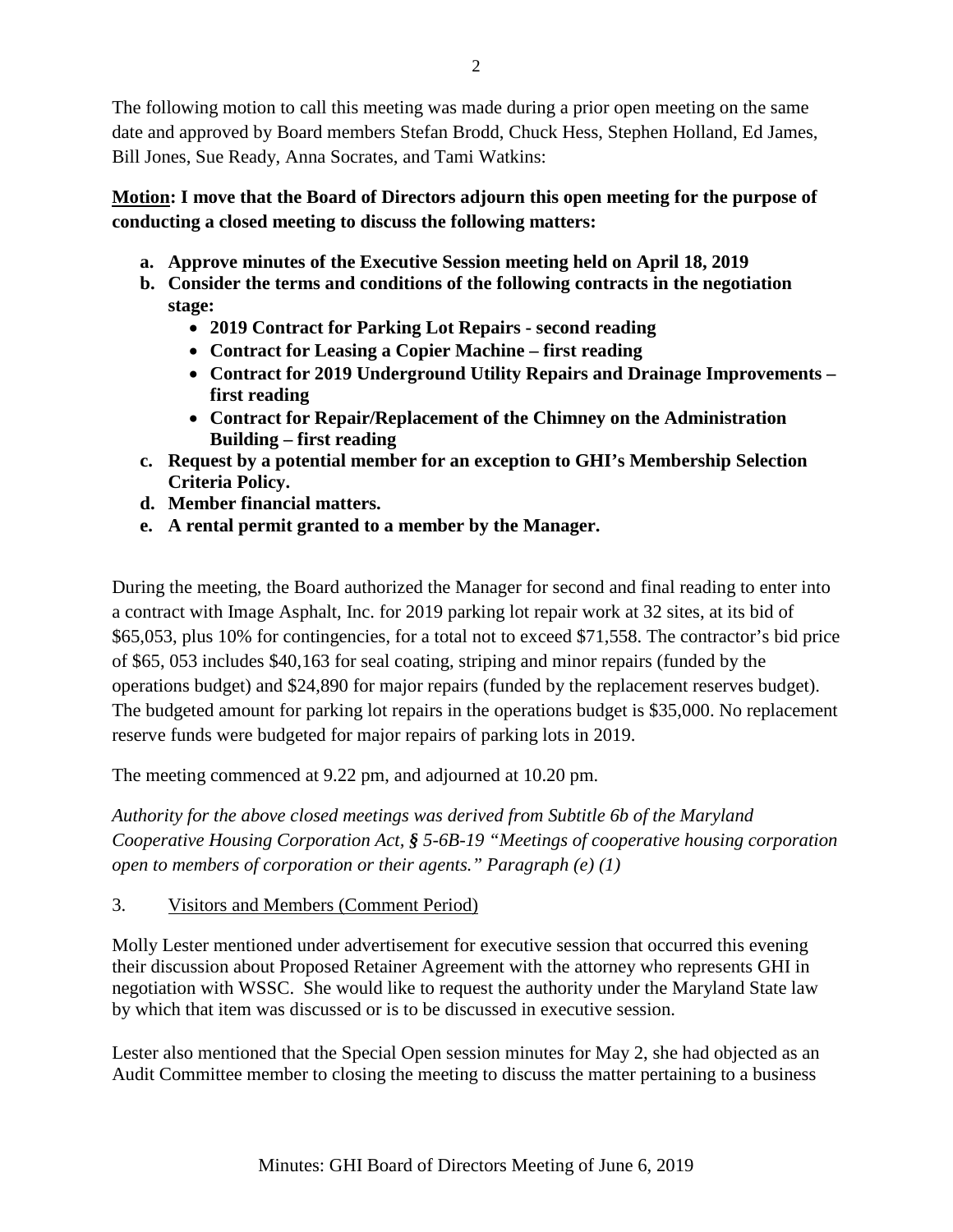The following motion to call this meeting was made during a prior open meeting on the same date and approved by Board members Stefan Brodd, Chuck Hess, Stephen Holland, Ed James, Bill Jones, Sue Ready, Anna Socrates, and Tami Watkins:

**<u>Motion</u>: I move that the Board of Directors adjourn this open meeting for the purpose of conducting a closed meeting to discuss the following matters:**

- **a. Approve minutes of the Executive Session meeting held on April 18, 2019**
- **b. Consider the terms and conditions of the following contracts in the negotiation stage:**
  - **2019 Contract for Parking Lot Repairs - second reading**
  - **Contract for Leasing a Copier Machine – first reading**
  - **Contract for 2019 Underground Utility Repairs and Drainage Improvements – first reading**
  - **Contract for Repair/Replacement of the Chimney on the Administration Building – first reading**
- **c. Request by a potential member for an exception to GHI's Membership Selection Criteria Policy.**
- **d. Member financial matters.**
- **e. A rental permit granted to a member by the Manager.**

During the meeting, the Board authorized the Manager for second and final reading to enter into a contract with Image Asphalt, Inc. for 2019 parking lot repair work at 32 sites, at its bid of $65,053, plus 10% for contingencies, for a total not to exceed $71,558. The contractor's bid price of $65, 053 includes $40,163 for seal coating, striping and minor repairs (funded by the operations budget) and $24,890 for major repairs (funded by the replacement reserves budget). The budgeted amount for parking lot repairs in the operations budget is $35,000. No replacement reserve funds were budgeted for major repairs of parking lots in 2019.

The meeting commenced at 9.22 pm, and adjourned at 10.20 pm.

*Authority for the above closed meetings was derived from Subtitle 6b of the Maryland Cooperative Housing Corporation Act, § 5-6B-19 "Meetings of cooperative housing corporation open to members of corporation or their agents." Paragraph (e) (1)*

3. <u>Visitors and Members (Comment Period)</u>

Molly Lester mentioned under advertisement for executive session that occurred this evening their discussion about Proposed Retainer Agreement with the attorney who represents GHI in negotiation with WSSC. She would like to request the authority under the Maryland State law by which that item was discussed or is to be discussed in executive session.

Lester also mentioned that the Special Open session minutes for May 2, she had objected as an Audit Committee member to closing the meeting to discuss the matter pertaining to a business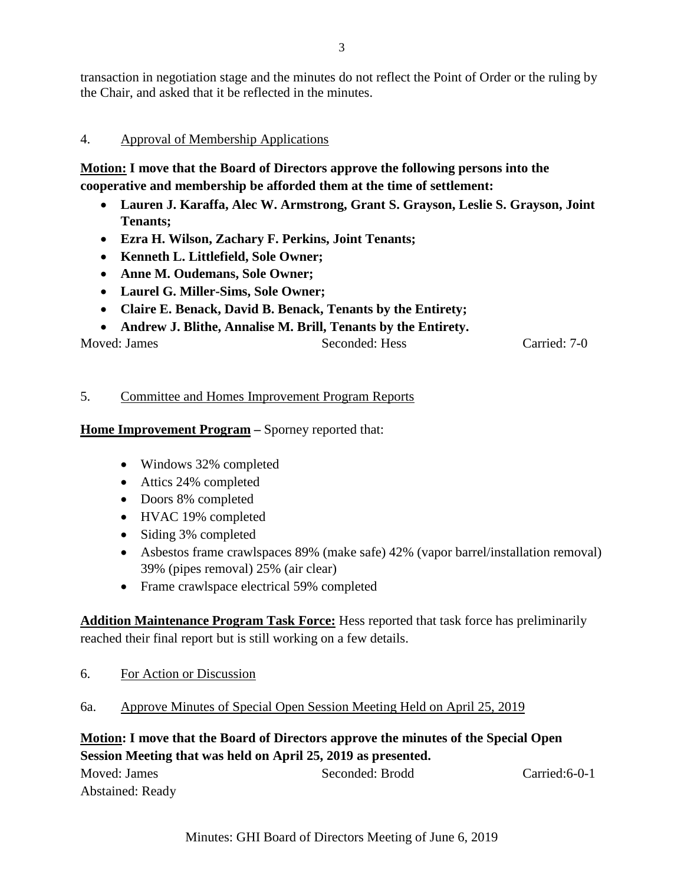transaction in negotiation stage and the minutes do not reflect the Point of Order or the ruling by the Chair, and asked that it be reflected in the minutes.

4. Approval of Membership Applications

**Motion: I move that the Board of Directors approve the following persons into the cooperative and membership be afforded them at the time of settlement:**

- **Lauren J. Karaffa, Alec W. Armstrong, Grant S. Grayson, Leslie S. Grayson, Joint Tenants;**
- **Ezra H. Wilson, Zachary F. Perkins, Joint Tenants;**
- **Kenneth L. Littlefield, Sole Owner;**
- **Anne M. Oudemans, Sole Owner;**
- **Laurel G. Miller-Sims, Sole Owner;**
- **Claire E. Benack, David B. Benack, Tenants by the Entirety;**
- **Andrew J. Blithe, Annalise M. Brill, Tenants by the Entirety.**

Moved: James Seconded: Hess Carried: 7-0

5. Committee and Homes Improvement Program Reports

**Home Improvement Program –** Sporney reported that:

- Windows 32% completed
- Attics 24% completed
- Doors 8% completed
- HVAC 19% completed
- Siding 3% completed
- Asbestos frame crawlspaces 89% (make safe) 42% (vapor barrel/installation removal) 39% (pipes removal) 25% (air clear)
- Frame crawlspace electrical 59% completed

**Addition Maintenance Program Task Force:** Hess reported that task force has preliminarily reached their final report but is still working on a few details.

6. For Action or Discussion

6a. Approve Minutes of Special Open Session Meeting Held on April 25, 2019

**Motion: I move that the Board of Directors approve the minutes of the Special Open Session Meeting that was held on April 25, 2019 as presented.**

Moved: James Seconded: Brodd Carried:6-0-1
Abstained: Ready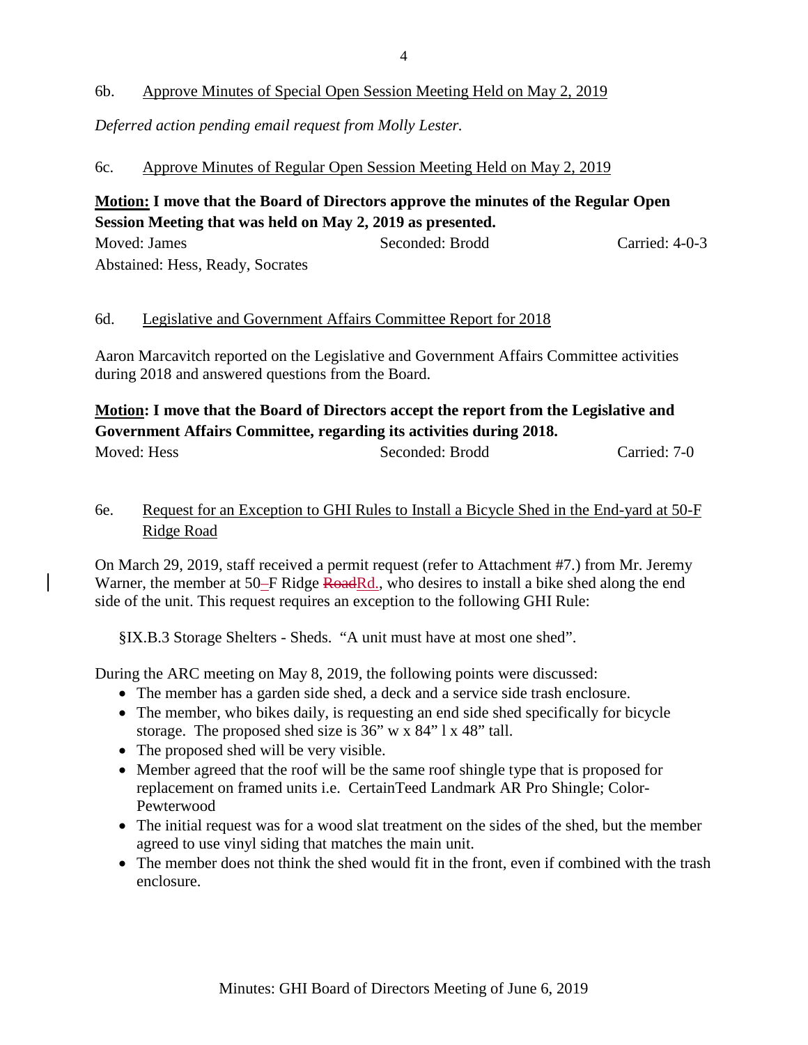6b. Approve Minutes of Special Open Session Meeting Held on May 2, 2019

*Deferred action pending email request from Molly Lester.*

6c. Approve Minutes of Regular Open Session Meeting Held on May 2, 2019

**Motion: I move that the Board of Directors approve the minutes of the Regular Open Session Meeting that was held on May 2, 2019 as presented.**

Moved: James Seconded: Brodd Carried: 4-0-3

Abstained: Hess, Ready, Socrates

6d. Legislative and Government Affairs Committee Report for 2018

Aaron Marcavitch reported on the Legislative and Government Affairs Committee activities during 2018 and answered questions from the Board.

**Motion: I move that the Board of Directors accept the report from the Legislative and Government Affairs Committee, regarding its activities during 2018.**

Moved: Hess Seconded: Brodd Carried: 7-0

6e. Request for an Exception to GHI Rules to Install a Bicycle Shed in the End-yard at 50-F Ridge Road

On March 29, 2019, staff received a permit request (refer to Attachment #7.) from Mr. Jeremy Warner, the member at 50-F Ridge Rd., who desires to install a bike shed along the end side of the unit. This request requires an exception to the following GHI Rule:

§IX.B.3 Storage Shelters - Sheds. "A unit must have at most one shed".

During the ARC meeting on May 8, 2019, the following points were discussed:

- The member has a garden side shed, a deck and a service side trash enclosure.
- The member, who bikes daily, is requesting an end side shed specifically for bicycle storage. The proposed shed size is 36" w x 84" l x 48" tall.
- The proposed shed will be very visible.
- Member agreed that the roof will be the same roof shingle type that is proposed for replacement on framed units i.e. CertainTeed Landmark AR Pro Shingle; Color-Pewterwood
- The initial request was for a wood slat treatment on the sides of the shed, but the member agreed to use vinyl siding that matches the main unit.
- The member does not think the shed would fit in the front, even if combined with the trash enclosure.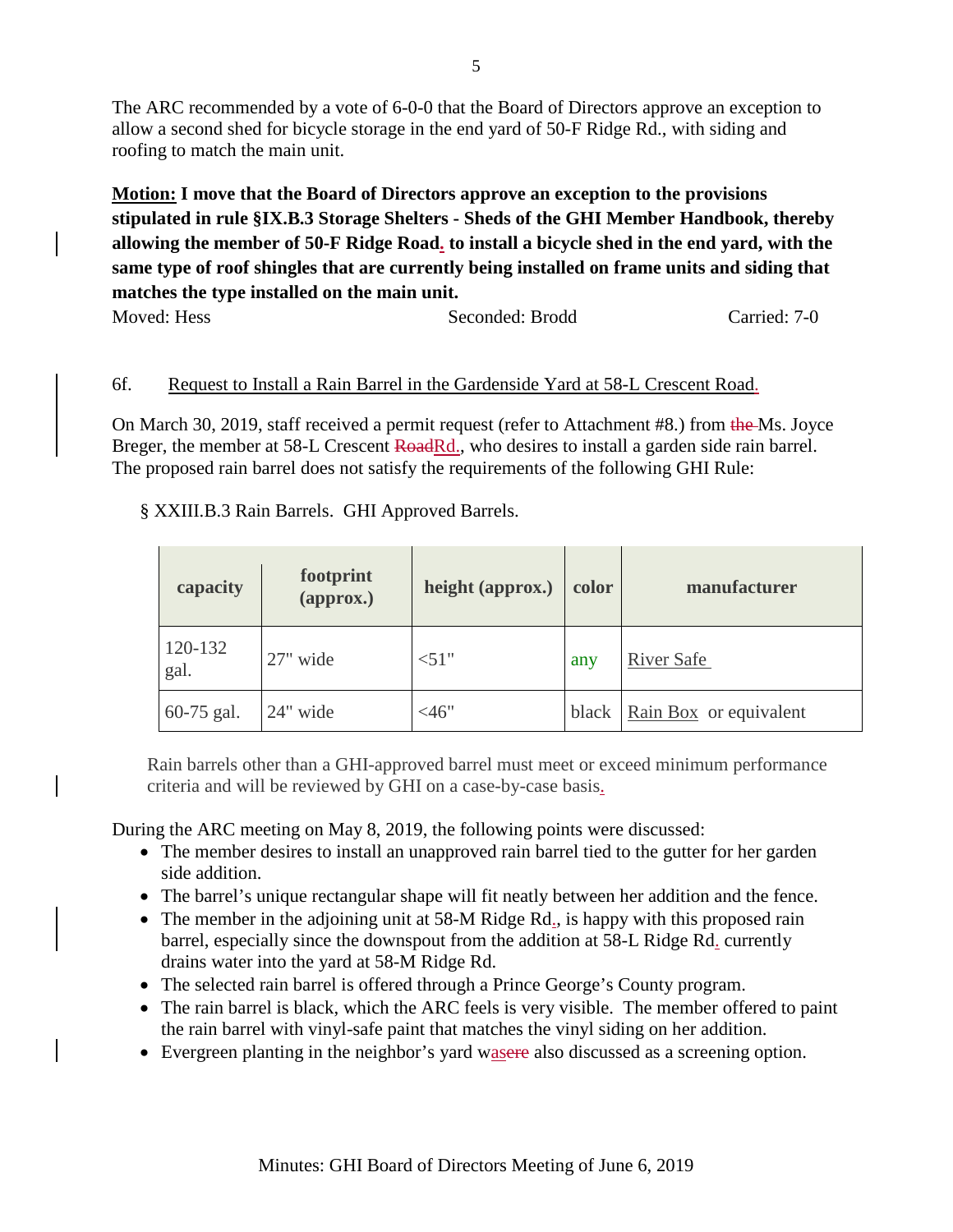The ARC recommended by a vote of 6-0-0 that the Board of Directors approve an exception to allow a second shed for bicycle storage in the end yard of 50-F Ridge Rd., with siding and roofing to match the main unit.

**Motion: I move that the Board of Directors approve an exception to the provisions stipulated in rule §IX.B.3 Storage Shelters - Sheds of the GHI Member Handbook, thereby allowing the member of 50-F Ridge Road. to install a bicycle shed in the end yard, with the same type of roof shingles that are currently being installed on frame units and siding that matches the type installed on the main unit.**

Moved: Hess Seconded: Brodd Carried: 7-0

6f. Request to Install a Rain Barrel in the Gardenside Yard at 58-L Crescent Road.

On March 30, 2019, staff received a permit request (refer to Attachment #8.) from ~~the~~ Ms. Joyce Breger, the member at 58-L Crescent ~~Road~~Rd., who desires to install a garden side rain barrel. The proposed rain barrel does not satisfy the requirements of the following GHI Rule:

§ XXIII.B.3 Rain Barrels. GHI Approved Barrels.

| capacity | footprint (approx.) | height (approx.) | color | manufacturer |
|---|---|---|---|---|
| 120-132 gal. | 27" wide | <51" | any | River Safe |
| 60-75 gal. | 24" wide | <46" | black | Rain Box or equivalent |

Rain barrels other than a GHI-approved barrel must meet or exceed minimum performance criteria and will be reviewed by GHI on a case-by-case basis.

During the ARC meeting on May 8, 2019, the following points were discussed:

- The member desires to install an unapproved rain barrel tied to the gutter for her garden side addition.
- The barrel's unique rectangular shape will fit neatly between her addition and the fence.
- The member in the adjoining unit at 58-M Ridge Rd., is happy with this proposed rain barrel, especially since the downspout from the addition at 58-L Ridge Rd. currently drains water into the yard at 58-M Ridge Rd.
- The selected rain barrel is offered through a Prince George's County program.
- The rain barrel is black, which the ARC feels is very visible. The member offered to paint the rain barrel with vinyl-safe paint that matches the vinyl siding on her addition.
- Evergreen planting in the neighbor's yard was~~ere~~ also discussed as a screening option.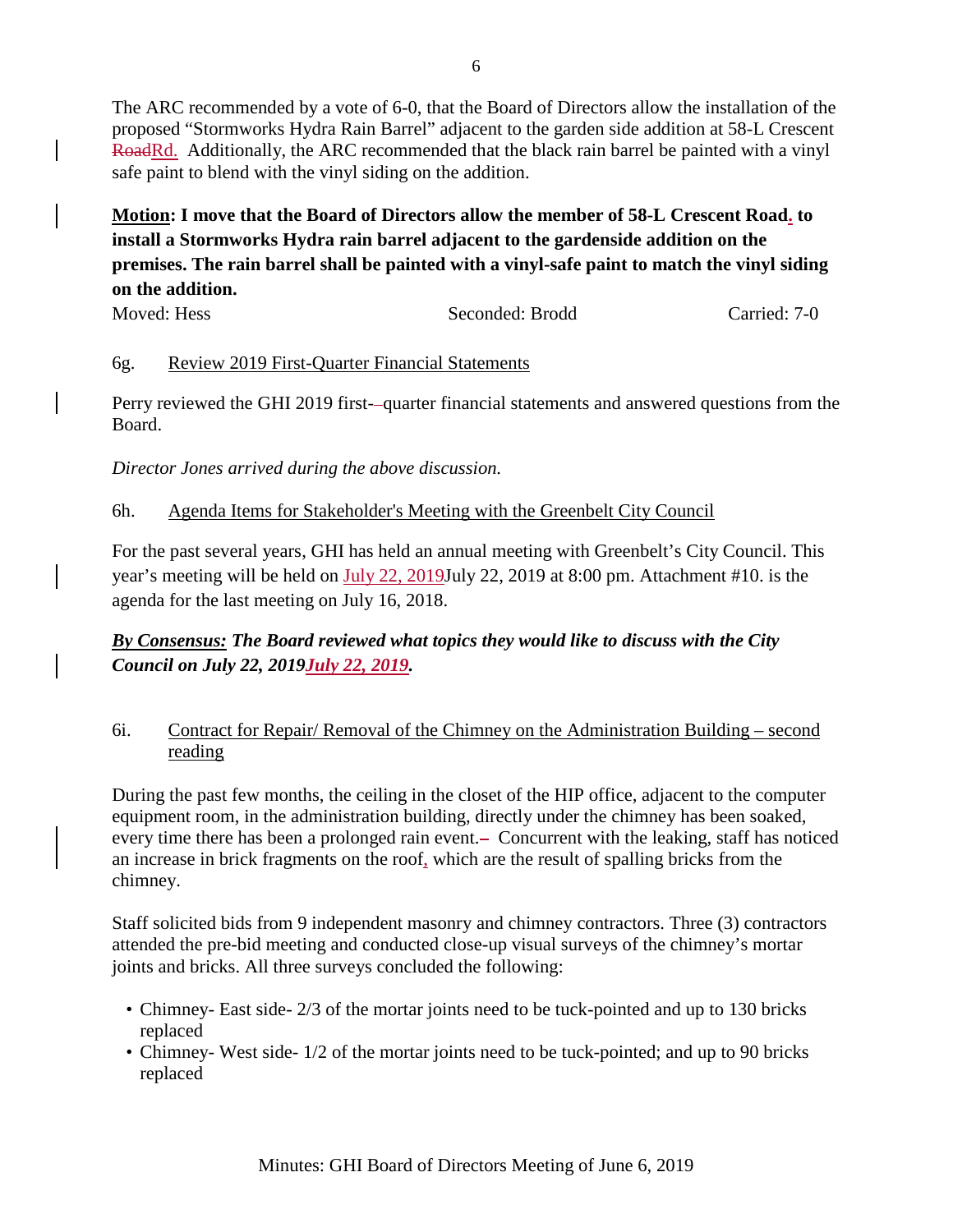The ARC recommended by a vote of 6-0, that the Board of Directors allow the installation of the proposed "Stormworks Hydra Rain Barrel" adjacent to the garden side addition at 58-L Crescent RoadRd. Additionally, the ARC recommended that the black rain barrel be painted with a vinyl safe paint to blend with the vinyl siding on the addition.

**<u>Motion</u>: I move that the Board of Directors allow the member of 58-L Crescent Road. to install a Stormworks Hydra rain barrel adjacent to the gardenside addition on the premises. The rain barrel shall be painted with a vinyl-safe paint to match the vinyl siding on the addition.**

Moved: Hess  Seconded: Brodd  Carried: 7-0

6g. <u>Review 2019 First-Quarter Financial Statements</u>

Perry reviewed the GHI 2019 first-–quarter financial statements and answered questions from the Board.

*Director Jones arrived during the above discussion.*

6h. <u>Agenda Items for Stakeholder's Meeting with the Greenbelt City Council</u>

For the past several years, GHI has held an annual meeting with Greenbelt's City Council. This year's meeting will be held on July 22, 2019July 22, 2019 at 8:00 pm. Attachment #10. is the agenda for the last meeting on July 16, 2018.

***<u>By Consensus:</u> The Board reviewed what topics they would like to discuss with the City Council on July 22, 2019July 22, 2019.***

6i. <u>Contract for Repair/ Removal of the Chimney on the Administration Building – second reading</u>

During the past few months, the ceiling in the closet of the HIP office, adjacent to the computer equipment room, in the administration building, directly under the chimney has been soaked, every time there has been a prolonged rain event.– Concurrent with the leaking, staff has noticed an increase in brick fragments on the roof, which are the result of spalling bricks from the chimney.

Staff solicited bids from 9 independent masonry and chimney contractors. Three (3) contractors attended the pre-bid meeting and conducted close-up visual surveys of the chimney's mortar joints and bricks. All three surveys concluded the following:

- Chimney- East side- 2/3 of the mortar joints need to be tuck-pointed and up to 130 bricks replaced
- Chimney- West side- 1/2 of the mortar joints need to be tuck-pointed; and up to 90 bricks replaced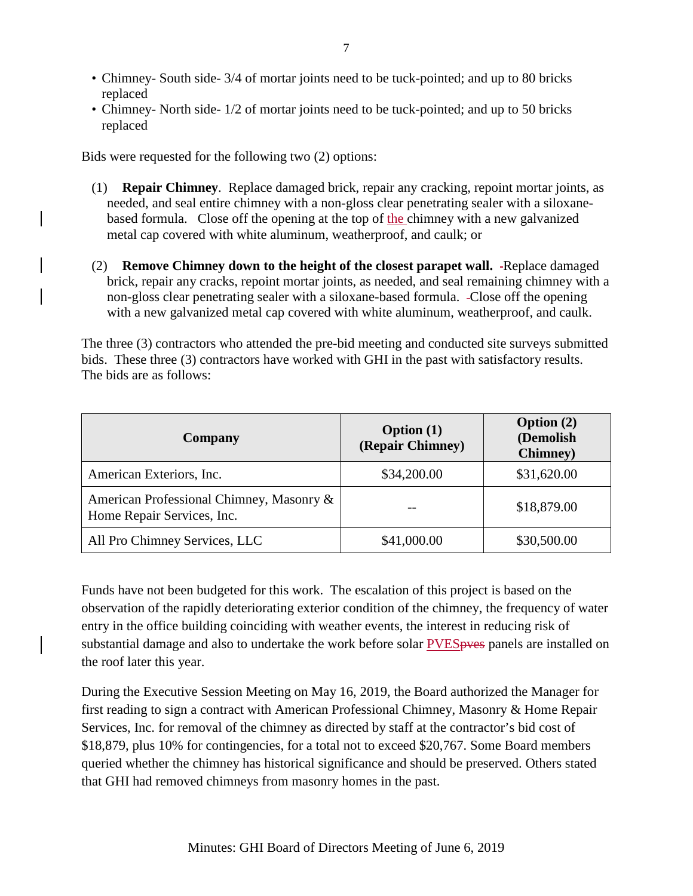- Chimney- South side- 3/4 of mortar joints need to be tuck-pointed; and up to 80 bricks replaced
- Chimney- North side- 1/2 of mortar joints need to be tuck-pointed; and up to 50 bricks replaced

Bids were requested for the following two (2) options:

(1) **Repair Chimney**. Replace damaged brick, repair any cracking, repoint mortar joints, as needed, and seal entire chimney with a non-gloss clear penetrating sealer with a siloxane-based formula. Close off the opening at the top of the chimney with a new galvanized metal cap covered with white aluminum, weatherproof, and caulk; or

(2) **Remove Chimney down to the height of the closest parapet wall.** Replace damaged brick, repair any cracks, repoint mortar joints, as needed, and seal remaining chimney with a non-gloss clear penetrating sealer with a siloxane-based formula. Close off the opening with a new galvanized metal cap covered with white aluminum, weatherproof, and caulk.

The three (3) contractors who attended the pre-bid meeting and conducted site surveys submitted bids. These three (3) contractors have worked with GHI in the past with satisfactory results. The bids are as follows:

| Company | Option (1) (Repair Chimney) | Option (2) (Demolish Chimney) |
|---|---|---|
| American Exteriors, Inc. | $34,200.00 | $31,620.00 |
| American Professional Chimney, Masonry & Home Repair Services, Inc. | -- | $18,879.00 |
| All Pro Chimney Services, LLC | $41,000.00 | $30,500.00 |

Funds have not been budgeted for this work. The escalation of this project is based on the observation of the rapidly deteriorating exterior condition of the chimney, the frequency of water entry in the office building coinciding with weather events, the interest in reducing risk of substantial damage and also to undertake the work before solar PVES panels are installed on the roof later this year.

During the Executive Session Meeting on May 16, 2019, the Board authorized the Manager for first reading to sign a contract with American Professional Chimney, Masonry & Home Repair Services, Inc. for removal of the chimney as directed by staff at the contractor's bid cost of $18,879, plus 10% for contingencies, for a total not to exceed $20,767. Some Board members queried whether the chimney has historical significance and should be preserved. Others stated that GHI had removed chimneys from masonry homes in the past.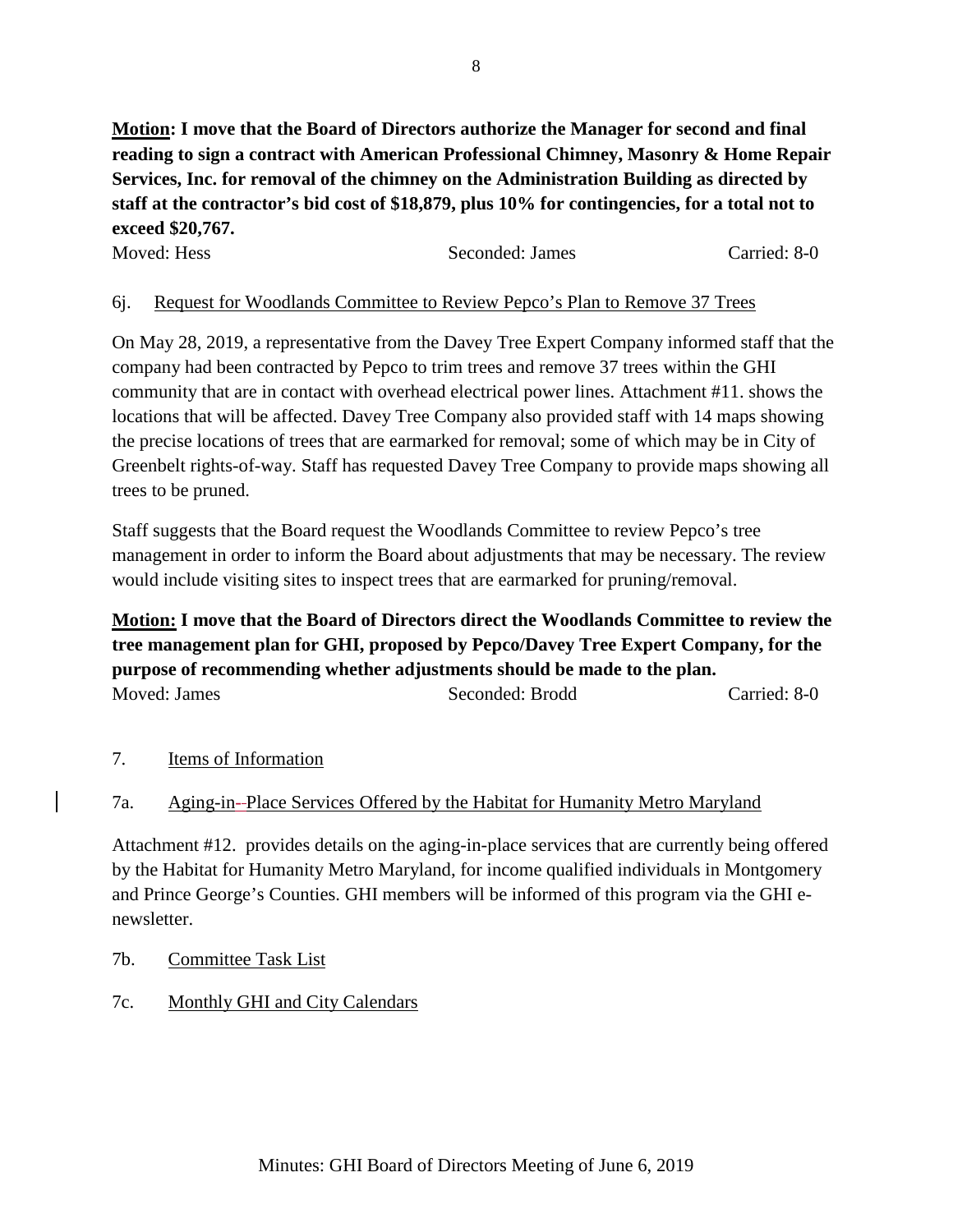**Motion: I move that the Board of Directors authorize the Manager for second and final reading to sign a contract with American Professional Chimney, Masonry & Home Repair Services, Inc. for removal of the chimney on the Administration Building as directed by staff at the contractor's bid cost of $18,879, plus 10% for contingencies, for a total not to exceed $20,767.**

Moved: Hess | Seconded: James | Carried: 8-0

6j. Request for Woodlands Committee to Review Pepco's Plan to Remove 37 Trees

On May 28, 2019, a representative from the Davey Tree Expert Company informed staff that the company had been contracted by Pepco to trim trees and remove 37 trees within the GHI community that are in contact with overhead electrical power lines. Attachment #11. shows the locations that will be affected. Davey Tree Company also provided staff with 14 maps showing the precise locations of trees that are earmarked for removal; some of which may be in City of Greenbelt rights-of-way. Staff has requested Davey Tree Company to provide maps showing all trees to be pruned.

Staff suggests that the Board request the Woodlands Committee to review Pepco's tree management in order to inform the Board about adjustments that may be necessary. The review would include visiting sites to inspect trees that are earmarked for pruning/removal.

**Motion: I move that the Board of Directors direct the Woodlands Committee to review the tree management plan for GHI, proposed by Pepco/Davey Tree Expert Company, for the purpose of recommending whether adjustments should be made to the plan.**

Moved: James | Seconded: Brodd | Carried: 8-0

7. Items of Information

7a. Aging-in-Place Services Offered by the Habitat for Humanity Metro Maryland

Attachment #12. provides details on the aging-in-place services that are currently being offered by the Habitat for Humanity Metro Maryland, for income qualified individuals in Montgomery and Prince George's Counties. GHI members will be informed of this program via the GHI e-newsletter.

7b. Committee Task List

7c. Monthly GHI and City Calendars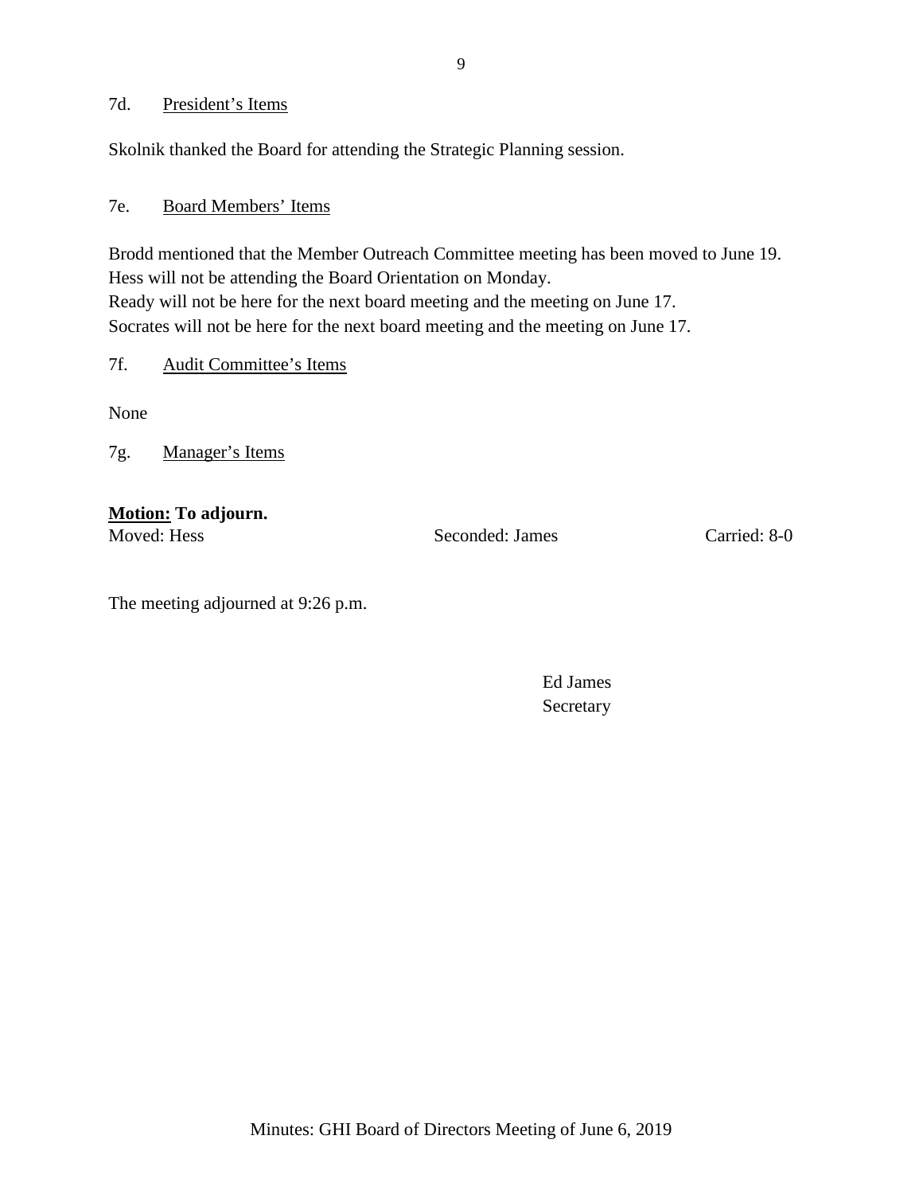7d. President's Items

Skolnik thanked the Board for attending the Strategic Planning session.

7e. Board Members' Items

Brodd mentioned that the Member Outreach Committee meeting has been moved to June 19.
Hess will not be attending the Board Orientation on Monday.
Ready will not be here for the next board meeting and the meeting on June 17.
Socrates will not be here for the next board meeting and the meeting on June 17.

7f. Audit Committee's Items

None

7g. Manager's Items

**Motion: To adjourn.**
Moved: Hess Seconded: James Carried: 8-0

The meeting adjourned at 9:26 p.m.

Ed James
Secretary